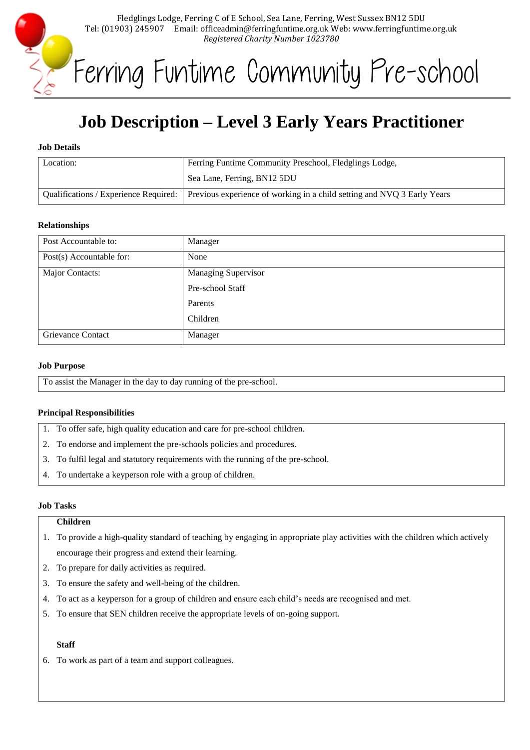Fledglings Lodge, Ferring C of E School, Sea Lane, Ferring, West Sussex BN12 5DU
Tel: (01903) 245907 Email: officeadmin@ferringfuntime.org.uk Web: www.ferringfuntime.org.uk
*Registered Charity Number 1023780*

# Ferring Funtime Community Pre-school

## Job Description – Level 3 Early Years Practitioner

**Job Details**

| | |
|---|---|
| Location: | Ferring Funtime Community Preschool, Fledglings Lodge, Sea Lane, Ferring, BN12 5DU |
| Qualifications / Experience Required: | Previous experience of working in a child setting and NVQ 3 Early Years |

**Relationships**

| | |
|---|---|
| Post Accountable to: | Manager |
| Post(s) Accountable for: | None |
| Major Contacts: | Managing Supervisor<br>Pre-school Staff<br>Parents<br>Children |
| Grievance Contact | Manager |

**Job Purpose**

To assist the Manager in the day to day running of the pre-school.

**Principal Responsibilities**

1. To offer safe, high quality education and care for pre-school children.
2. To endorse and implement the pre-schools policies and procedures.
3. To fulfil legal and statutory requirements with the running of the pre-school.
4. To undertake a keyperson role with a group of children.

**Job Tasks**

**Children**

1. To provide a high-quality standard of teaching by engaging in appropriate play activities with the children which actively encourage their progress and extend their learning.
2. To prepare for daily activities as required.
3. To ensure the safety and well-being of the children.
4. To act as a keyperson for a group of children and ensure each child's needs are recognised and met.
5. To ensure that SEN children receive the appropriate levels of on-going support.

**Staff**

6. To work as part of a team and support colleagues.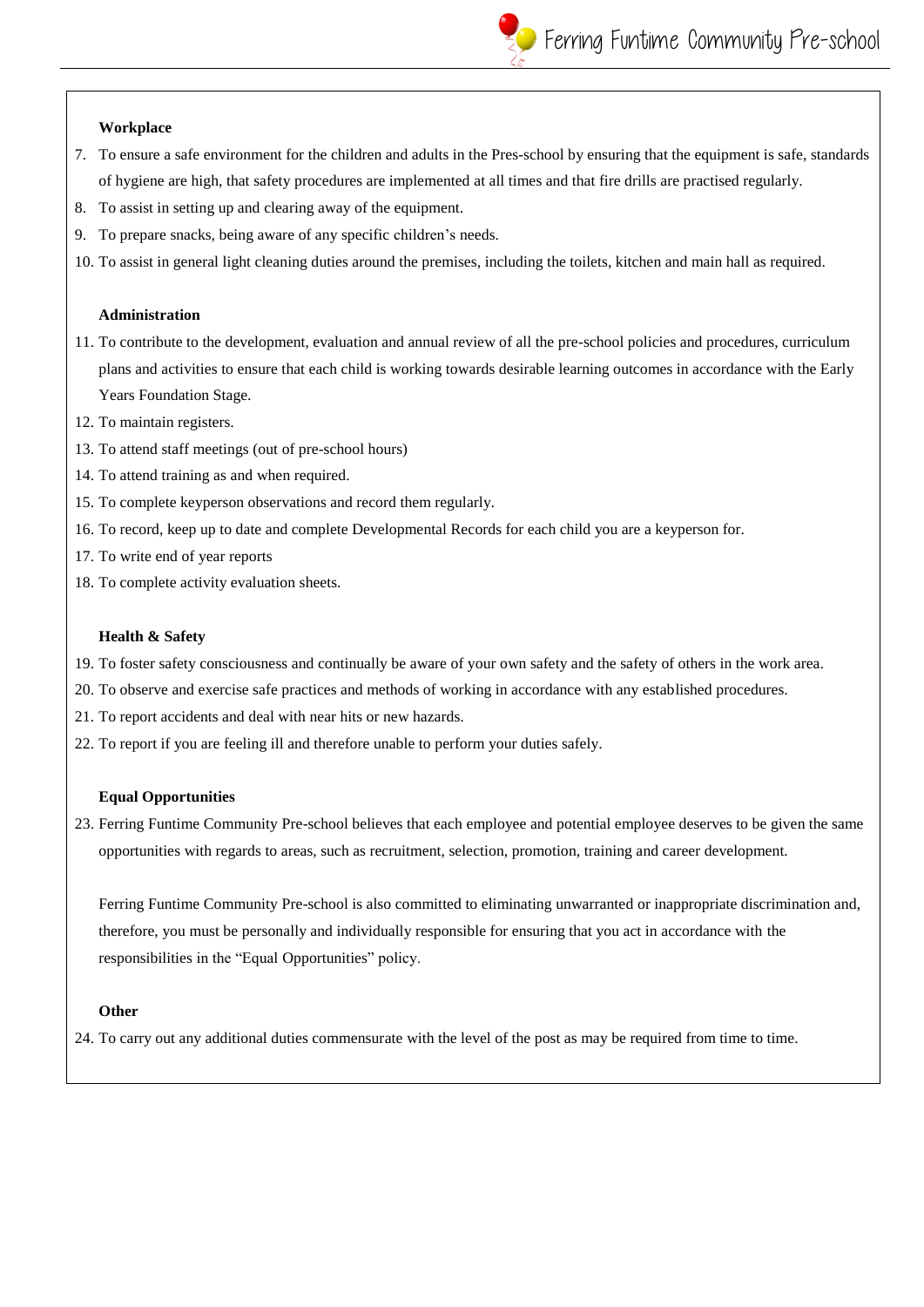**Workplace**

7. To ensure a safe environment for the children and adults in the Pres-school by ensuring that the equipment is safe, standards of hygiene are high, that safety procedures are implemented at all times and that fire drills are practised regularly.
8. To assist in setting up and clearing away of the equipment.
9. To prepare snacks, being aware of any specific children's needs.
10. To assist in general light cleaning duties around the premises, including the toilets, kitchen and main hall as required.

**Administration**

11. To contribute to the development, evaluation and annual review of all the pre-school policies and procedures, curriculum plans and activities to ensure that each child is working towards desirable learning outcomes in accordance with the Early Years Foundation Stage.
12. To maintain registers.
13. To attend staff meetings (out of pre-school hours)
14. To attend training as and when required.
15. To complete keyperson observations and record them regularly.
16. To record, keep up to date and complete Developmental Records for each child you are a keyperson for.
17. To write end of year reports
18. To complete activity evaluation sheets.

**Health & Safety**

19. To foster safety consciousness and continually be aware of your own safety and the safety of others in the work area.
20. To observe and exercise safe practices and methods of working in accordance with any established procedures.
21. To report accidents and deal with near hits or new hazards.
22. To report if you are feeling ill and therefore unable to perform your duties safely.

**Equal Opportunities**

23. Ferring Funtime Community Pre-school believes that each employee and potential employee deserves to be given the same opportunities with regards to areas, such as recruitment, selection, promotion, training and career development.

    Ferring Funtime Community Pre-school is also committed to eliminating unwarranted or inappropriate discrimination and, therefore, you must be personally and individually responsible for ensuring that you act in accordance with the responsibilities in the "Equal Opportunities" policy.

**Other**

24. To carry out any additional duties commensurate with the level of the post as may be required from time to time.